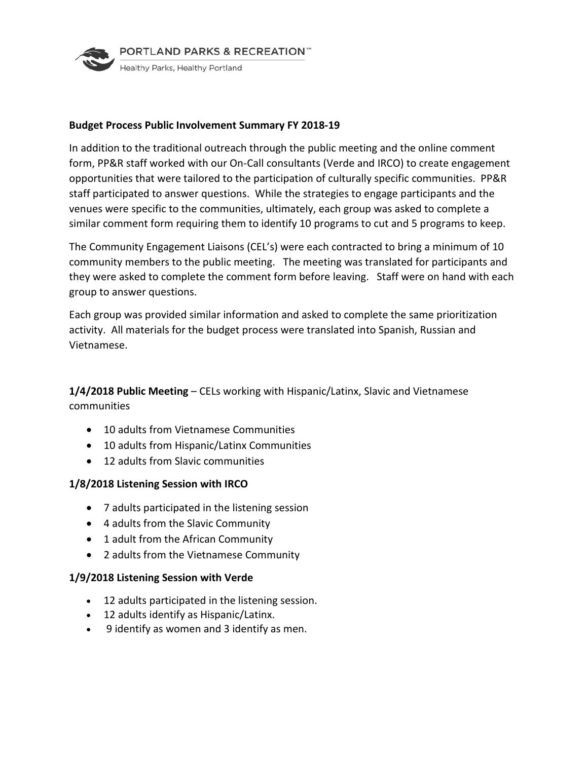**Budget Process Public Involvement Summary FY 2018-19**

In addition to the traditional outreach through the public meeting and the online comment form, PP&R staff worked with our On-Call consultants (Verde and IRCO) to create engagement opportunities that were tailored to the participation of culturally specific communities. PP&R staff participated to answer questions. While the strategies to engage participants and the venues were specific to the communities, ultimately, each group was asked to complete a similar comment form requiring them to identify 10 programs to cut and 5 programs to keep.

The Community Engagement Liaisons (CEL's) were each contracted to bring a minimum of 10 community members to the public meeting. The meeting was translated for participants and they were asked to complete the comment form before leaving. Staff were on hand with each group to answer questions.

Each group was provided similar information and asked to complete the same prioritization activity. All materials for the budget process were translated into Spanish, Russian and Vietnamese.

**1/4/2018 Public Meeting** – CELs working with Hispanic/Latinx, Slavic and Vietnamese communities

- 10 adults from Vietnamese Communities
- 10 adults from Hispanic/Latinx Communities
- 12 adults from Slavic communities

**1/8/2018 Listening Session with IRCO**

- 7 adults participated in the listening session
- 4 adults from the Slavic Community
- 1 adult from the African Community
- 2 adults from the Vietnamese Community

**1/9/2018 Listening Session with Verde**

- 12 adults participated in the listening session.
- 12 adults identify as Hispanic/Latinx.
- 9 identify as women and 3 identify as men.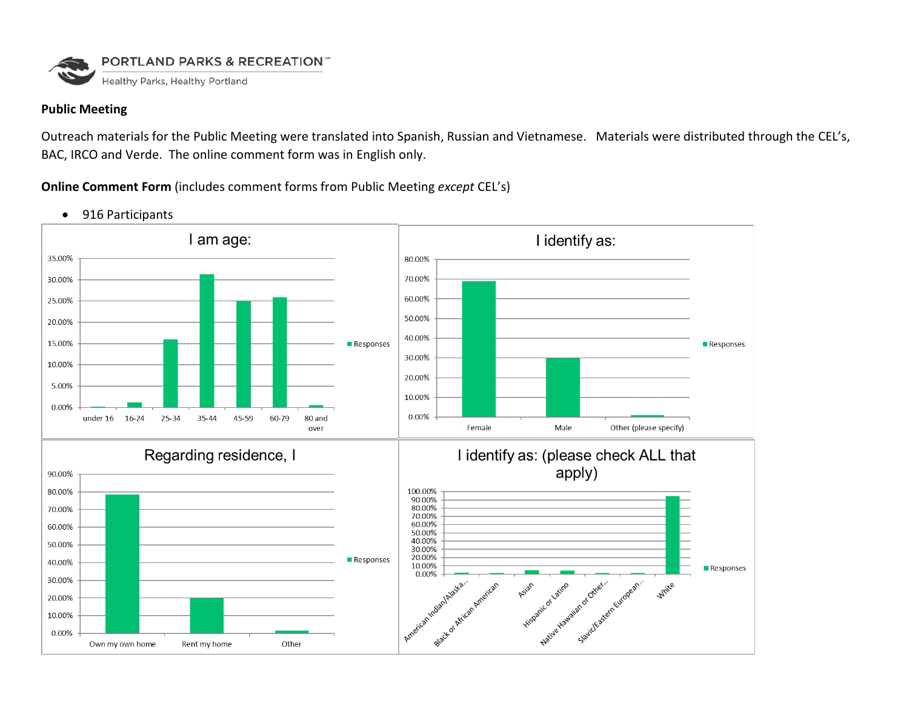PORTLAND PARKS & RECREATION℠

Healthy Parks, Healthy Portland

**Public Meeting**

Outreach materials for the Public Meeting were translated into Spanish, Russian and Vietnamese. Materials were distributed through the CEL's, BAC, IRCO and Verde. The online comment form was in English only.

**Online Comment Form** (includes comment forms from Public Meeting *except* CEL's)

- 916 Participants

I am age:

35.00%
30.00%
25.00%
20.00%
15.00%
10.00%
5.00%
0.00%

under 16
16-24
25-34
35-44
45-59
60-79
80 and over

Responses

I identify as:

80.00%
70.00%
60.00%
50.00%
40.00%
30.00%
20.00%
10.00%
0.00%

Female
Male
Other (please specify)

Responses

Regarding residence, I

90.00%
80.00%
70.00%
60.00%
50.00%
40.00%
30.00%
20.00%
10.00%
0.00%

Own my own home
Rent my home
Other

Responses

I identify as: (please check ALL that apply)

100.00%
90.00%
80.00%
70.00%
60.00%
50.00%
40.00%
30.00%
20.00%
10.00%
0.00%

American Indian/Alaska...
Black or African American
Asian
Hispanic or Latino
Native Hawaiian or Other...
Slavic/Eastern European...
White

Responses